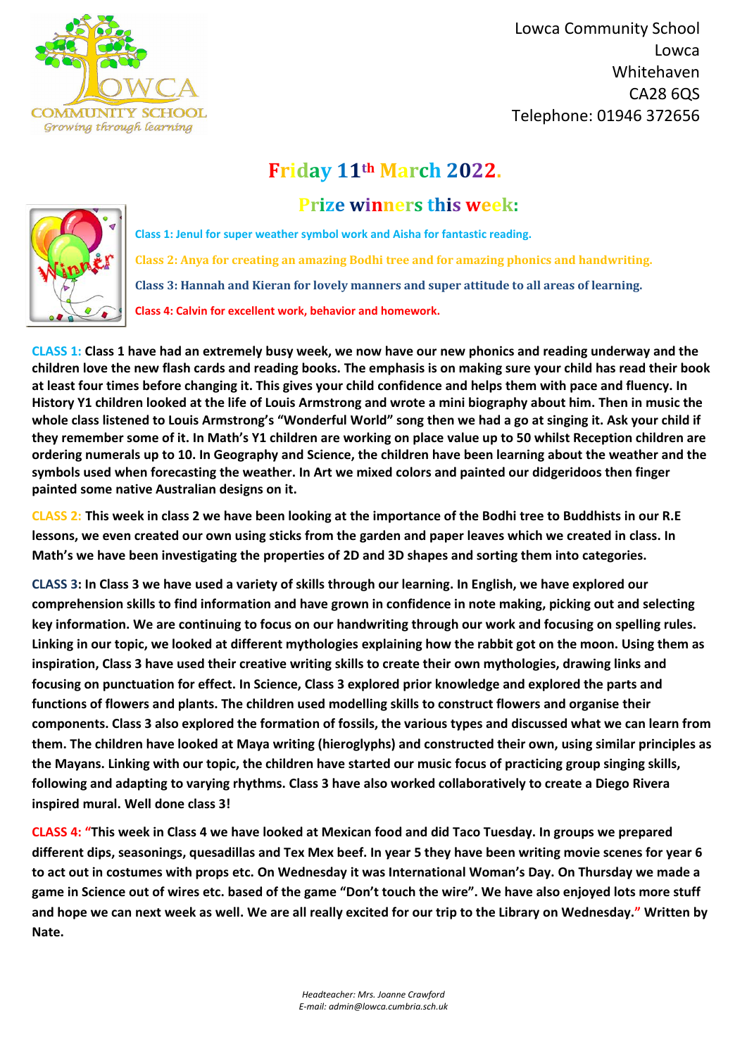Lowca Community School
Lowca
Whitehaven
CA28 6QS
Telephone: 01946 372656

# Friday 11th March 2022.

## Prize winners this week:

**Class 1: Jenul for super weather symbol work and Aisha for fantastic reading.**

**Class 2: Anya for creating an amazing Bodhi tree and for amazing phonics and handwriting.**

**Class 3: Hannah and Kieran for lovely manners and super attitude to all areas of learning.**

**Class 4: Calvin for excellent work, behavior and homework.**

**CLASS 1: Class 1 have had an extremely busy week, we now have our new phonics and reading underway and the children love the new flash cards and reading books. The emphasis is on making sure your child has read their book at least four times before changing it. This gives your child confidence and helps them with pace and fluency. In History Y1 children looked at the life of Louis Armstrong and wrote a mini biography about him. Then in music the whole class listened to Louis Armstrong's "Wonderful World" song then we had a go at singing it. Ask your child if they remember some of it. In Math's Y1 children are working on place value up to 50 whilst Reception children are ordering numerals up to 10. In Geography and Science, the children have been learning about the weather and the symbols used when forecasting the weather. In Art we mixed colors and painted our didgeridoos then finger painted some native Australian designs on it.**

**CLASS 2: This week in class 2 we have been looking at the importance of the Bodhi tree to Buddhists in our R.E lessons, we even created our own using sticks from the garden and paper leaves which we created in class. In Math's we have been investigating the properties of 2D and 3D shapes and sorting them into categories.**

**CLASS 3: In Class 3 we have used a variety of skills through our learning. In English, we have explored our comprehension skills to find information and have grown in confidence in note making, picking out and selecting key information. We are continuing to focus on our handwriting through our work and focusing on spelling rules. Linking in our topic, we looked at different mythologies explaining how the rabbit got on the moon. Using them as inspiration, Class 3 have used their creative writing skills to create their own mythologies, drawing links and focusing on punctuation for effect. In Science, Class 3 explored prior knowledge and explored the parts and functions of flowers and plants. The children used modelling skills to construct flowers and organise their components. Class 3 also explored the formation of fossils, the various types and discussed what we can learn from them. The children have looked at Maya writing (hieroglyphs) and constructed their own, using similar principles as the Mayans. Linking with our topic, the children have started our music focus of practicing group singing skills, following and adapting to varying rhythms. Class 3 have also worked collaboratively to create a Diego Rivera inspired mural. Well done class 3!**

**CLASS 4: "This week in Class 4 we have looked at Mexican food and did Taco Tuesday. In groups we prepared different dips, seasonings, quesadillas and Tex Mex beef. In year 5 they have been writing movie scenes for year 6 to act out in costumes with props etc. On Wednesday it was International Woman's Day. On Thursday we made a game in Science out of wires etc. based of the game "Don't touch the wire". We have also enjoyed lots more stuff and hope we can next week as well. We are all really excited for our trip to the Library on Wednesday." Written by Nate.**

*Headteacher: Mrs. Joanne Crawford*
*E-mail: admin@lowca.cumbria.sch.uk*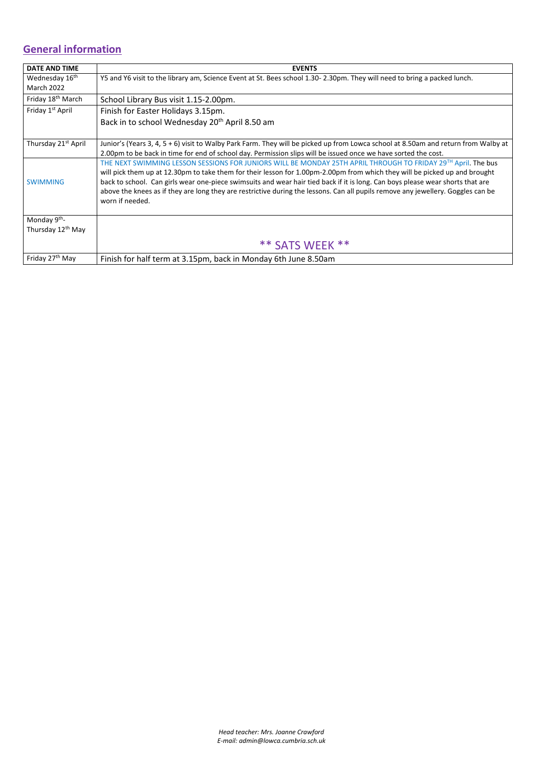## General information

| DATE AND TIME | EVENTS |
|---|---|
| Wednesday 16th March 2022 | Y5 and Y6 visit to the library am, Science Event at St. Bees school 1.30- 2.30pm. They will need to bring a packed lunch. |
| Friday 18th March | School Library Bus visit 1.15-2.00pm. |
| Friday 1st April | Finish for Easter Holidays 3.15pm.<br>Back in to school Wednesday 20th April 8.50 am |
| Thursday 21st April | Junior's (Years 3, 4, 5 + 6) visit to Walby Park Farm. They will be picked up from Lowca school at 8.50am and return from Walby at 2.00pm to be back in time for end of school day. Permission slips will be issued once we have sorted the cost. |
| SWIMMING | THE NEXT SWIMMING LESSON SESSIONS FOR JUNIORS WILL BE MONDAY 25TH APRIL THROUGH TO FRIDAY 29TH April. The bus will pick them up at 12.30pm to take them for their lesson for 1.00pm-2.00pm from which they will be picked up and brought back to school. Can girls wear one-piece swimsuits and wear hair tied back if it is long. Can boys please wear shorts that are above the knees as if they are long they are restrictive during the lessons. Can all pupils remove any jewellery. Goggles can be worn if needed. |
| Monday 9th- Thursday 12th May | ** SATS WEEK ** |
| Friday 27th May | Finish for half term at 3.15pm, back in Monday 6th June 8.50am |

*Head teacher: Mrs. Joanne Crawford*
*E-mail: admin@lowca.cumbria.sch.uk*